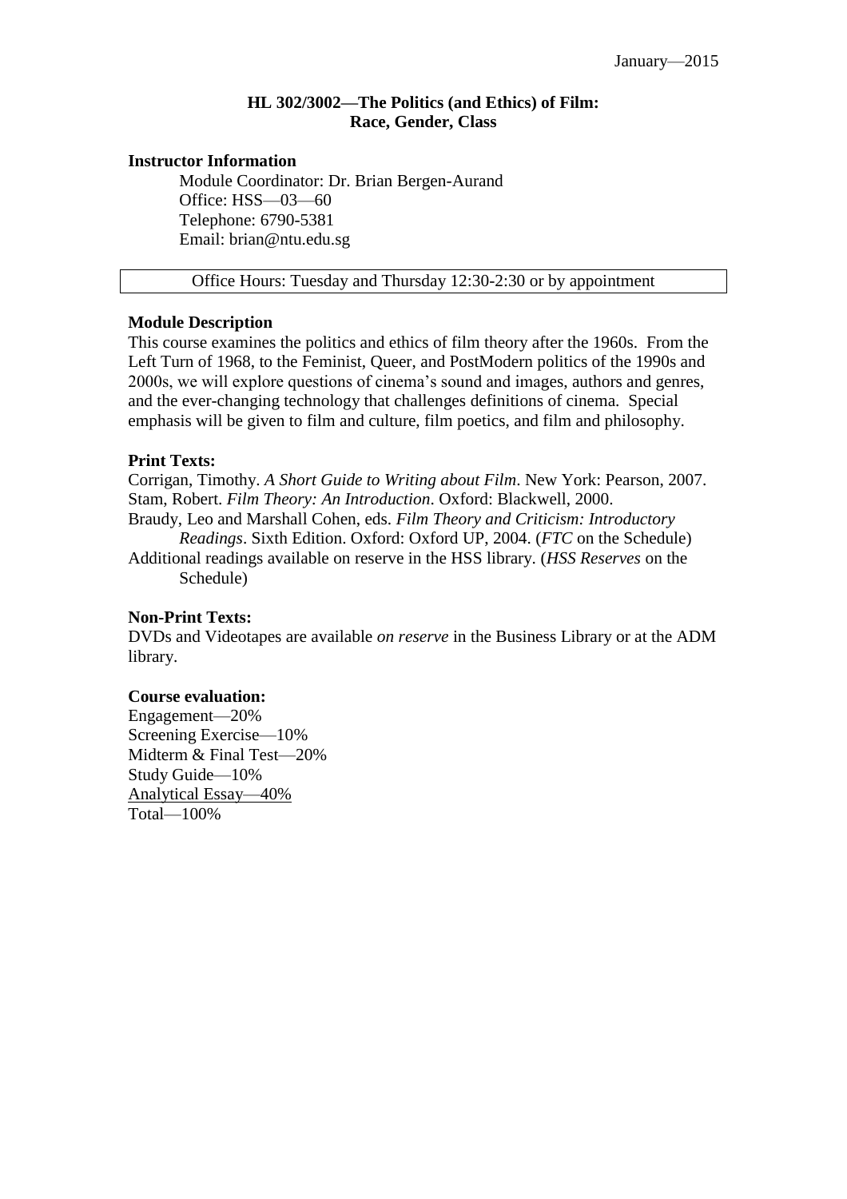January—2015

**HL 302/3002—The Politics (and Ethics) of Film: Race, Gender, Class**

**Instructor Information**

Module Coordinator: Dr. Brian Bergen-Aurand
Office: HSS—03—60
Telephone: 6790-5381
Email: brian@ntu.edu.sg

Office Hours: Tuesday and Thursday 12:30-2:30 or by appointment

**Module Description**

This course examines the politics and ethics of film theory after the 1960s. From the Left Turn of 1968, to the Feminist, Queer, and PostModern politics of the 1990s and 2000s, we will explore questions of cinema's sound and images, authors and genres, and the ever-changing technology that challenges definitions of cinema. Special emphasis will be given to film and culture, film poetics, and film and philosophy.

**Print Texts:**

Corrigan, Timothy. *A Short Guide to Writing about Film*. New York: Pearson, 2007.
Stam, Robert. *Film Theory: An Introduction*. Oxford: Blackwell, 2000.
Braudy, Leo and Marshall Cohen, eds. *Film Theory and Criticism: Introductory Readings*. Sixth Edition. Oxford: Oxford UP, 2004. (*FTC* on the Schedule)
Additional readings available on reserve in the HSS library. (*HSS Reserves* on the Schedule)

**Non-Print Texts:**

DVDs and Videotapes are available *on reserve* in the Business Library or at the ADM library.

**Course evaluation:**

Engagement—20%
Screening Exercise—10%
Midterm & Final Test—20%
Study Guide—10%
Analytical Essay—40%
Total—100%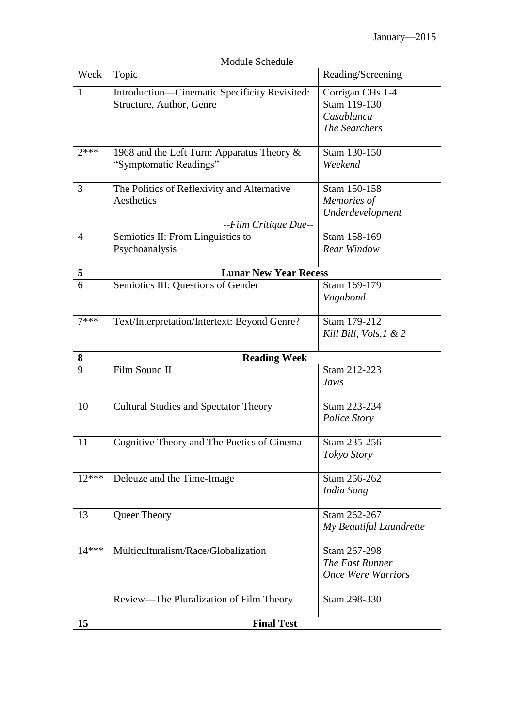January—2015

Module Schedule

| Week | Topic | Reading/Screening |
|---|---|---|
| 1 | Introduction—Cinematic Specificity Revisited: Structure, Author, Genre | Corrigan CHs 1-4<br>Stam 119-130<br>*Casablanca*<br>*The Searchers* |
| 2*** | 1968 and the Left Turn: Apparatus Theory & "Symptomatic Readings" | Stam 130-150<br>*Weekend* |
| 3 | The Politics of Reflexivity and Alternative Aesthetics<br>*--Film Critique Due--* | Stam 150-158<br>*Memories of Underdevelopment* |
| 4 | Semiotics II: From Linguistics to Psychoanalysis | Stam 158-169<br>*Rear Window* |
| **5** | **Lunar New Year Recess** | |
| 6 | Semiotics III: Questions of Gender | Stam 169-179<br>*Vagabond* |
| 7*** | Text/Interpretation/Intertext: Beyond Genre? | Stam 179-212<br>*Kill Bill, Vols.1 & 2* |
| **8** | **Reading Week** | |
| 9 | Film Sound II | Stam 212-223<br>*Jaws* |
| 10 | Cultural Studies and Spectator Theory | Stam 223-234<br>*Police Story* |
| 11 | Cognitive Theory and The Poetics of Cinema | Stam 235-256<br>*Tokyo Story* |
| 12*** | Deleuze and the Time-Image | Stam 256-262<br>*India Song* |
| 13 | Queer Theory | Stam 262-267<br>*My Beautiful Laundrette* |
| 14*** | Multiculturalism/Race/Globalization | Stam 267-298<br>*The Fast Runner*<br>*Once Were Warriors* |
| | Review—The Pluralization of Film Theory | Stam 298-330 |
| **15** | **Final Test** | |